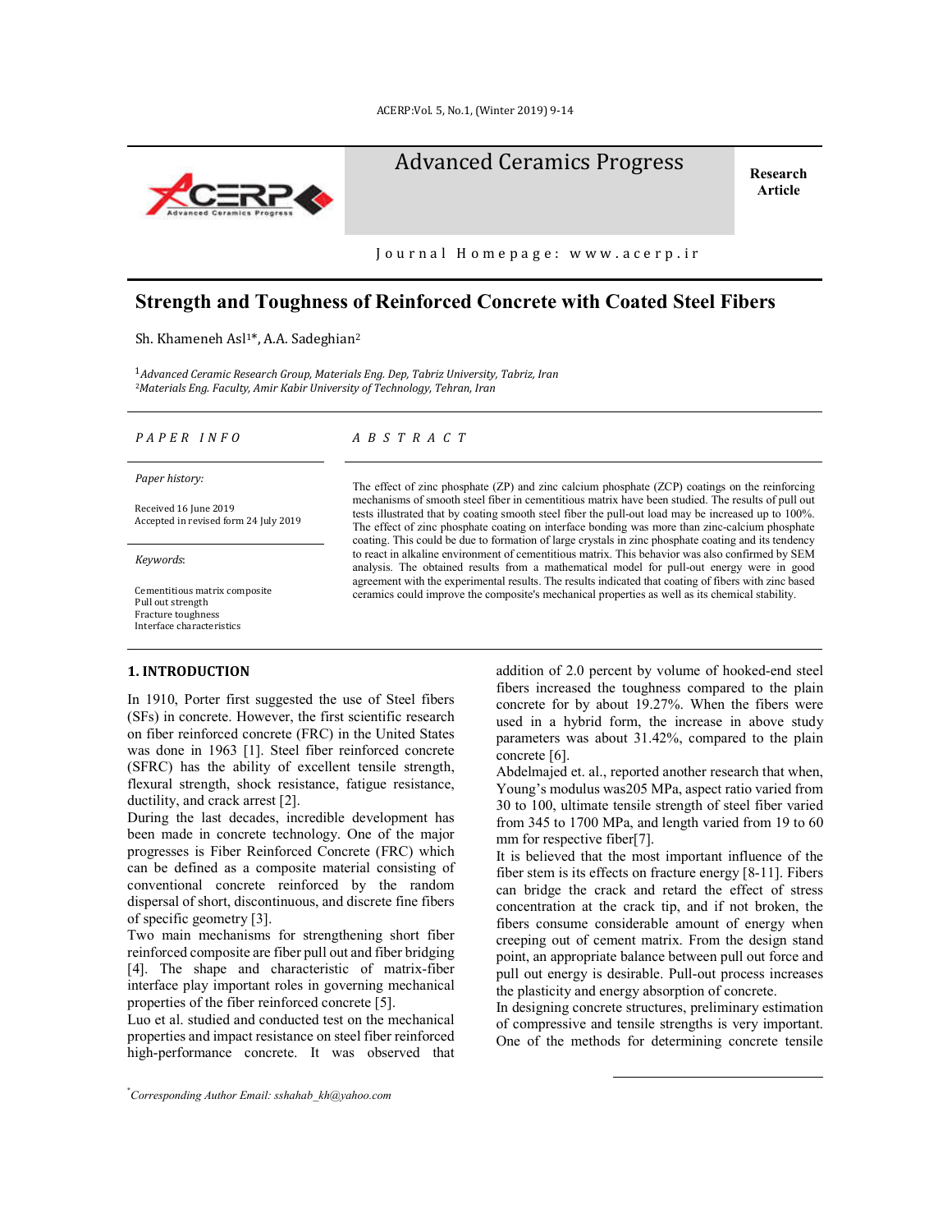# Strength and Toughness of Reinforced Concrete with Coated Steel Fibers

Sh. Khameneh Asl[1]*, A.A. Sadeghian[2]

[1] *Advanced Ceramic Research Group, Materials Eng. Dep, Tabriz University, Tabriz, Iran*
[2] *Materials Eng. Faculty, Amir Kabir University of Technology, Tehran, Iran*

*P A P E R  I N F O*

*Paper history:*

Received 16 June 2019
Accepted in revised form 24 July 2019

*Keywords*:

Cementitious matrix composite
Pull out strength
Fracture toughness
Interface characteristics

*A B S T R A C T*

The effect of zinc phosphate (ZP) and zinc calcium phosphate (ZCP) coatings on the reinforcing mechanisms of smooth steel fiber in cementitious matrix have been studied. The results of pull out tests illustrated that by coating smooth steel fiber the pull-out load may be increased up to 100%. The effect of zinc phosphate coating on interface bonding was more than zinc-calcium phosphate coating. This could be due to formation of large crystals in zinc phosphate coating and its tendency to react in alkaline environment of cementitious matrix. This behavior was also confirmed by SEM analysis. The obtained results from a mathematical model for pull-out energy were in good agreement with the experimental results. The results indicated that coating of fibers with zinc based ceramics could improve the composite's mechanical properties as well as its chemical stability.

## 1. INTRODUCTION

In 1910, Porter first suggested the use of Steel fibers (SFs) in concrete. However, the first scientific research on fiber reinforced concrete (FRC) in the United States was done in 1963 [1]. Steel fiber reinforced concrete (SFRC) has the ability of excellent tensile strength, flexural strength, shock resistance, fatigue resistance, ductility, and crack arrest [2].

During the last decades, incredible development has been made in concrete technology. One of the major progresses is Fiber Reinforced Concrete (FRC) which can be defined as a composite material consisting of conventional concrete reinforced by the random dispersal of short, discontinuous, and discrete fine fibers of specific geometry [3].

Two main mechanisms for strengthening short fiber reinforced composite are fiber pull out and fiber bridging [4]. The shape and characteristic of matrix-fiber interface play important roles in governing mechanical properties of the fiber reinforced concrete [5].

Luo et al. studied and conducted test on the mechanical properties and impact resistance on steel fiber reinforced high-performance concrete. It was observed that addition of 2.0 percent by volume of hooked-end steel fibers increased the toughness compared to the plain concrete for by about 19.27%. When the fibers were used in a hybrid form, the increase in above study parameters was about 31.42%, compared to the plain concrete [6].

Abdelmajed et. al., reported another research that when, Young's modulus was205 MPa, aspect ratio varied from 30 to 100, ultimate tensile strength of steel fiber varied from 345 to 1700 MPa, and length varied from 19 to 60 mm for respective fiber[7].

It is believed that the most important influence of the fiber stem is its effects on fracture energy [8-11]. Fibers can bridge the crack and retard the effect of stress concentration at the crack tip, and if not broken, the fibers consume considerable amount of energy when creeping out of cement matrix. From the design stand point, an appropriate balance between pull out force and pull out energy is desirable. Pull-out process increases the plasticity and energy absorption of concrete.

In designing concrete structures, preliminary estimation of compressive and tensile strengths is very important. One of the methods for determining concrete tensile

*Corresponding Author Email: sshahab_kh@yahoo.com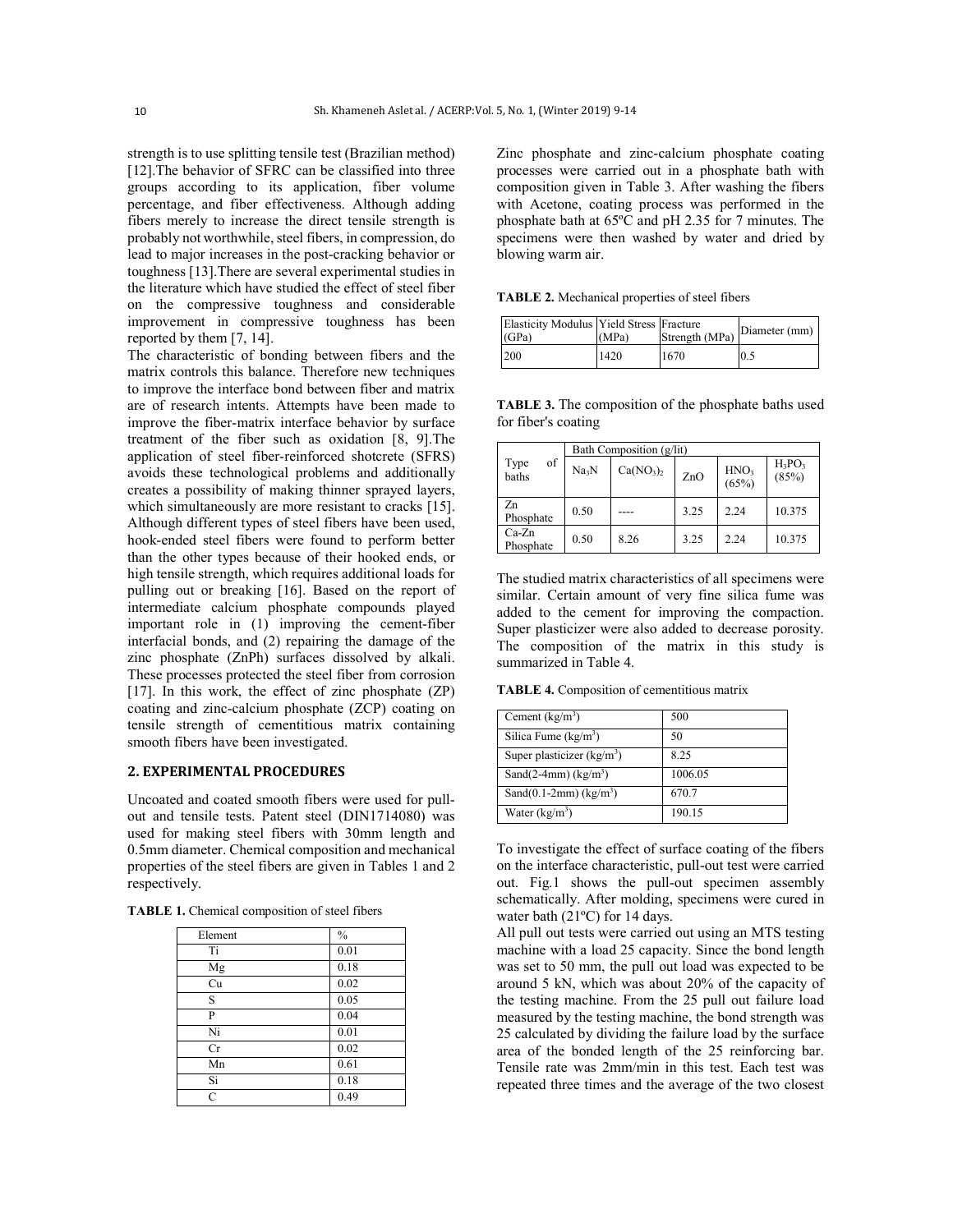strength is to use splitting tensile test (Brazilian method) [12].The behavior of SFRC can be classified into three groups according to its application, fiber volume percentage, and fiber effectiveness. Although adding fibers merely to increase the direct tensile strength is probably not worthwhile, steel fibers, in compression, do lead to major increases in the post-cracking behavior or toughness [13].There are several experimental studies in the literature which have studied the effect of steel fiber on the compressive toughness and considerable improvement in compressive toughness has been reported by them [7, 14].

The characteristic of bonding between fibers and the matrix controls this balance. Therefore new techniques to improve the interface bond between fiber and matrix are of research intents. Attempts have been made to improve the fiber-matrix interface behavior by surface treatment of the fiber such as oxidation [8, 9].The application of steel fiber-reinforced shotcrete (SFRS) avoids these technological problems and additionally creates a possibility of making thinner sprayed layers, which simultaneously are more resistant to cracks [15]. Although different types of steel fibers have been used, hook-ended steel fibers were found to perform better than the other types because of their hooked ends, or high tensile strength, which requires additional loads for pulling out or breaking [16]. Based on the report of intermediate calcium phosphate compounds played important role in (1) improving the cement-fiber interfacial bonds, and (2) repairing the damage of the zinc phosphate (ZnPh) surfaces dissolved by alkali. These processes protected the steel fiber from corrosion [17]. In this work, the effect of zinc phosphate (ZP) coating and zinc-calcium phosphate (ZCP) coating on tensile strength of cementitious matrix containing smooth fibers have been investigated.

## 2. EXPERIMENTAL PROCEDURES

Uncoated and coated smooth fibers were used for pull-out and tensile tests. Patent steel (DIN1714080) was used for making steel fibers with 30mm length and 0.5mm diameter. Chemical composition and mechanical properties of the steel fibers are given in Tables 1 and 2 respectively.

**TABLE 1.** Chemical composition of steel fibers

| Element | % |
|---|---|
| Ti | 0.01 |
| Mg | 0.18 |
| Cu | 0.02 |
| S | 0.05 |
| P | 0.04 |
| Ni | 0.01 |
| Cr | 0.02 |
| Mn | 0.61 |
| Si | 0.18 |
| C | 0.49 |

Zinc phosphate and zinc-calcium phosphate coating processes were carried out in a phosphate bath with composition given in Table 3. After washing the fibers with Acetone, coating process was performed in the phosphate bath at 65ºC and pH 2.35 for 7 minutes. The specimens were then washed by water and dried by blowing warm air.

**TABLE 2.** Mechanical properties of steel fibers

| Elasticity Modulus (GPa) | Yield Stress (MPa) | Fracture Strength (MPa) | Diameter (mm) |
|---|---|---|---|
| 200 | 1420 | 1670 | 0.5 |

**TABLE 3.** The composition of the phosphate baths used for fiber's coating

| Type of baths | Bath Composition (g/lit) | | | | |
|---|---|---|---|---|---|
| | $Na_3N$ | $Ca(NO_3)_2$ | ZnO | $HNO_3$ (65%) | $H_3PO_3$ (85%) |
| Zn Phosphate | 0.50 | ---- | 3.25 | 2.24 | 10.375 |
| Ca-Zn Phosphate | 0.50 | 8.26 | 3.25 | 2.24 | 10.375 |

The studied matrix characteristics of all specimens were similar. Certain amount of very fine silica fume was added to the cement for improving the compaction. Super plasticizer were also added to decrease porosity. The composition of the matrix in this study is summarized in Table 4.

**TABLE 4.** Composition of cementitious matrix

| | |
|---|---|
| Cement ($kg/m^3$) | 500 |
| Silica Fume ($kg/m^3$) | 50 |
| Super plasticizer ($kg/m^3$) | 8.25 |
| Sand(2-4mm) ($kg/m^3$) | 1006.05 |
| Sand(0.1-2mm) ($kg/m^3$) | 670.7 |
| Water ($kg/m^3$) | 190.15 |

To investigate the effect of surface coating of the fibers on the interface characteristic, pull-out test were carried out. Fig.1 shows the pull-out specimen assembly schematically. After molding, specimens were cured in water bath (21ºC) for 14 days.

All pull out tests were carried out using an MTS testing machine with a load 25 capacity. Since the bond length was set to 50 mm, the pull out load was expected to be around 5 kN, which was about 20% of the capacity of the testing machine. From the 25 pull out failure load measured by the testing machine, the bond strength was 25 calculated by dividing the failure load by the surface area of the bonded length of the 25 reinforcing bar. Tensile rate was 2mm/min in this test. Each test was repeated three times and the average of the two closest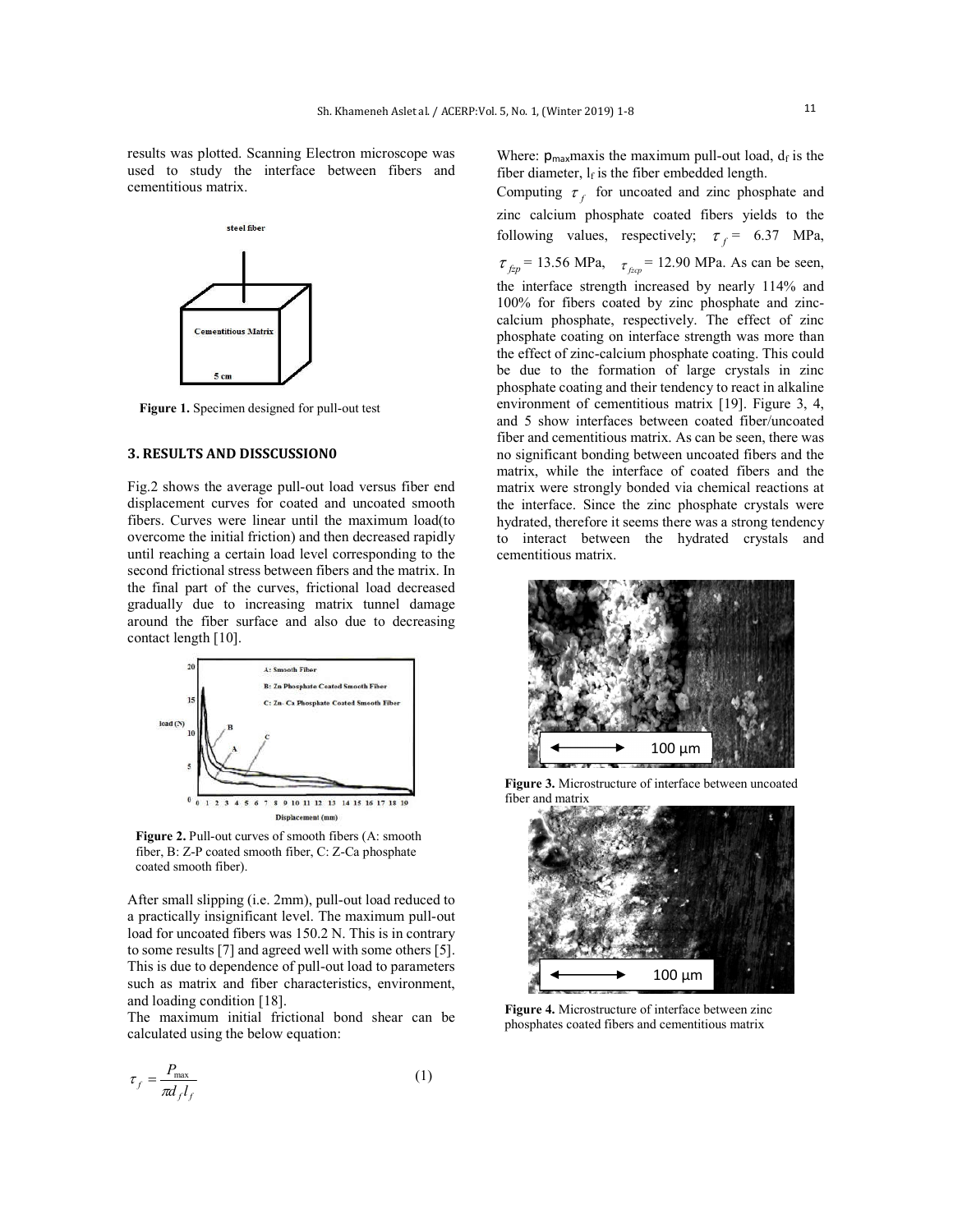results was plotted. Scanning Electron microscope was used to study the interface between fibers and cementitious matrix.

Figure 1. Specimen designed for pull-out test

## 3. RESULTS AND DISSCUSSION0

Fig.2 shows the average pull-out load versus fiber end displacement curves for coated and uncoated smooth fibers. Curves were linear until the maximum load(to overcome the initial friction) and then decreased rapidly until reaching a certain load level corresponding to the second frictional stress between fibers and the matrix. In the final part of the curves, frictional load decreased gradually due to increasing matrix tunnel damage around the fiber surface and also due to decreasing contact length [10].

Figure 2. Pull-out curves of smooth fibers (A: smooth fiber, B: Z-P coated smooth fiber, C: Z-Ca phosphate coated smooth fiber).

After small slipping (i.e. 2mm), pull-out load reduced to a practically insignificant level. The maximum pull-out load for uncoated fibers was 150.2 N. This is in contrary to some results [7] and agreed well with some others [5]. This is due to dependence of pull-out load to parameters such as matrix and fiber characteristics, environment, and loading condition [18].

The maximum initial frictional bond shear can be calculated using the below equation:

$$\tau_f = \frac{P_{\max}}{\pi d_f l_f} \tag{1}$$

Where: $P_{max}$maxis the maximum pull-out load, $d_f$ is the fiber diameter, $l_f$ is the fiber embedded length.

Computing $\tau_f$ for uncoated and zinc phosphate and zinc calcium phosphate coated fibers yields to the following values, respectively; $\tau_f$ = 6.37 MPa, $\tau_{fzp}$ = 13.56 MPa, $\tau_{fzcp}$ = 12.90 MPa. As can be seen, the interface strength increased by nearly 114% and 100% for fibers coated by zinc phosphate and zinc-calcium phosphate, respectively. The effect of zinc phosphate coating on interface strength was more than the effect of zinc-calcium phosphate coating. This could be due to the formation of large crystals in zinc phosphate coating and their tendency to react in alkaline environment of cementitious matrix [19]. Figure 3, 4, and 5 show interfaces between coated fiber/uncoated fiber and cementitious matrix. As can be seen, there was no significant bonding between uncoated fibers and the matrix, while the interface of coated fibers and the matrix were strongly bonded via chemical reactions at the interface. Since the zinc phosphate crystals were hydrated, therefore it seems there was a strong tendency to interact between the hydrated crystals and cementitious matrix.

Figure 3. Microstructure of interface between uncoated fiber and matrix

Figure 4. Microstructure of interface between zinc phosphates coated fibers and cementitious matrix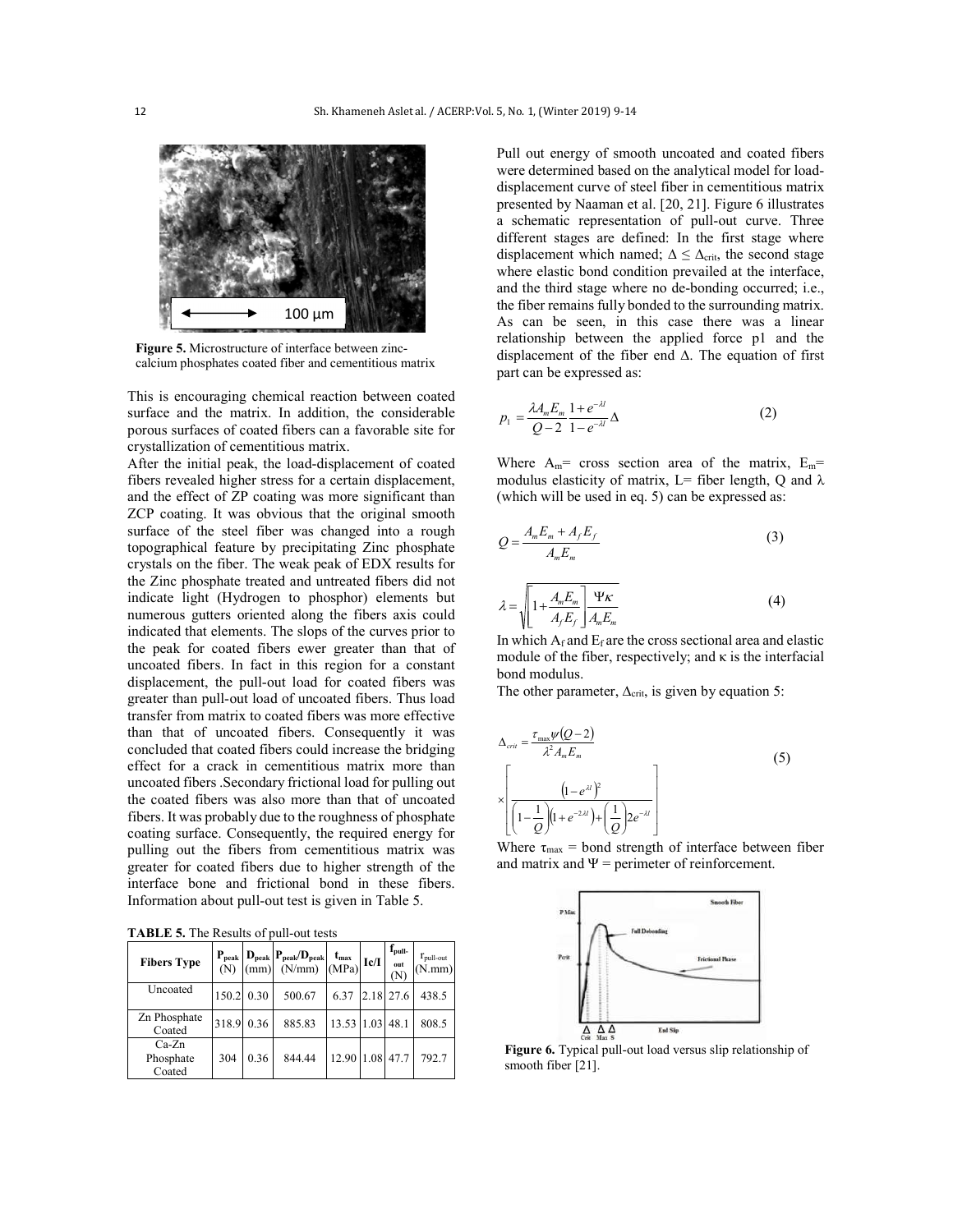Figure 5. Microstructure of interface between zinc-calcium phosphates coated fiber and cementitious matrix

This is encouraging chemical reaction between coated surface and the matrix. In addition, the considerable porous surfaces of coated fibers can a favorable site for crystallization of cementitious matrix.

After the initial peak, the load-displacement of coated fibers revealed higher stress for a certain displacement, and the effect of ZP coating was more significant than ZCP coating. It was obvious that the original smooth surface of the steel fiber was changed into a rough topographical feature by precipitating Zinc phosphate crystals on the fiber. The weak peak of EDX results for the Zinc phosphate treated and untreated fibers did not indicate light (Hydrogen to phosphor) elements but numerous gutters oriented along the fibers axis could indicated that elements. The slops of the curves prior to the peak for coated fibers ewer greater than that of uncoated fibers. In fact in this region for a constant displacement, the pull-out load for coated fibers was greater than pull-out load of uncoated fibers. Thus load transfer from matrix to coated fibers was more effective than that of uncoated fibers. Consequently it was concluded that coated fibers could increase the bridging effect for a crack in cementitious matrix more than uncoated fibers .Secondary frictional load for pulling out the coated fibers was also more than that of uncoated fibers. It was probably due to the roughness of phosphate coating surface. Consequently, the required energy for pulling out the fibers from cementitious matrix was greater for coated fibers due to higher strength of the interface bone and frictional bond in these fibers. Information about pull-out test is given in Table 5.

**TABLE 5.** The Results of pull-out tests

| Fibers Type | $P_{peak}$ (N) | $D_{peak}$ (mm) | $P_{peak}/D_{peak}$ (N/mm) | $t_{max}$ (MPa) | Ic/I | $f_{pull-out}$ (N) | $r_{pull-out}$ (N.mm) |
|---|---|---|---|---|---|---|---|
| Uncoated | 150.2 | 0.30 | 500.67 | 6.37 | 2.18 | 27.6 | 438.5 |
| Zn Phosphate Coated | 318.9 | 0.36 | 885.83 | 13.53 | 1.03 | 48.1 | 808.5 |
| Ca-Zn Phosphate Coated | 304 | 0.36 | 844.44 | 12.90 | 1.08 | 47.7 | 792.7 |

Pull out energy of smooth uncoated and coated fibers were determined based on the analytical model for load-displacement curve of steel fiber in cementitious matrix presented by Naaman et al. [20, 21]. Figure 6 illustrates a schematic representation of pull-out curve. Three different stages are defined: In the first stage where displacement which named; $\Delta \leq \Delta_{crit}$, the second stage where elastic bond condition prevailed at the interface, and the third stage where no de-bonding occurred; i.e., the fiber remains fully bonded to the surrounding matrix. As can be seen, in this case there was a linear relationship between the applied force p1 and the displacement of the fiber end Δ. The equation of first part can be expressed as:

$$p_1 = \frac{\lambda A_m E_m}{Q-2}\frac{1+e^{-\lambda l}}{1-e^{-\lambda l}}\Delta \tag{2}$$

Where $A_m$= cross section area of the matrix, $E_m$= modulus elasticity of matrix, L= fiber length, Q and λ (which will be used in eq. 5) can be expressed as:

$$Q = \frac{A_m E_m + A_f E_f}{A_m E_m} \tag{3}$$

$$\lambda = \sqrt{\left[1+\frac{A_m E_m}{A_f E_f}\right]\frac{\Psi\kappa}{A_m E_m}} \tag{4}$$

In which $A_f$ and $E_f$ are the cross sectional area and elastic module of the fiber, respectively; and κ is the interfacial bond modulus.

The other parameter, $\Delta_{crit}$, is given by equation 5:

$$\Delta_{crit} = \frac{\tau_{max}\psi(Q-2)}{\lambda^2 A_m E_m} \times \left[\frac{\left(1-e^{\lambda l}\right)^2}{\left(1-\frac{1}{Q}\right)\left(1+e^{-2\lambda l}\right)+\left(\frac{1}{Q}\right)2e^{-\lambda l}}\right] \tag{5}$$

Where $\tau_{max}$ = bond strength of interface between fiber and matrix and Ψ = perimeter of reinforcement.

Figure 6. Typical pull-out load versus slip relationship of smooth fiber [21].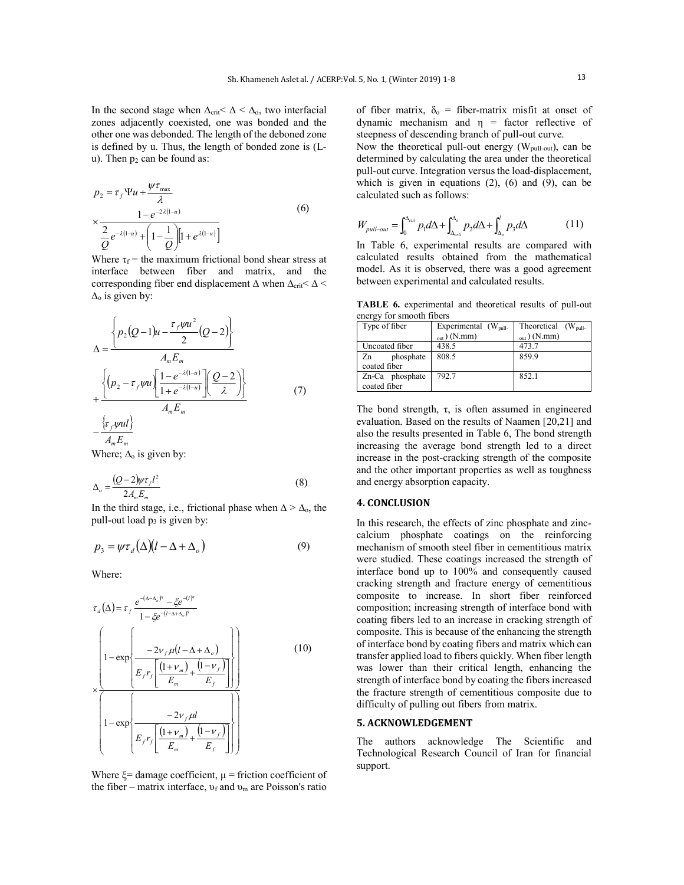In the second stage when $\Delta_{crit} < \Delta < \Delta_o$, two interfacial zones adjacently coexisted, one was bonded and the other one was debonded. The length of the deboned zone is defined by u. Thus, the length of bonded zone is (L-u). Then $p_2$ can be found as:

$$p_2 = \tau_f \Psi u + \frac{\psi \tau_{max}}{\lambda} \times \frac{1 - e^{-2\lambda(1-u)}}{\frac{2}{Q} e^{-\lambda(1-u)} + \left(1 - \frac{1}{Q}\right)\left[1 + e^{\lambda(1-u)}\right]} \tag{6}$$

Where $\tau_f$ = the maximum frictional bond shear stress at interface between fiber and matrix, and the corresponding fiber end displacement $\Delta$ when $\Delta_{crit} < \Delta < \Delta_o$ is given by:

$$\Delta = \frac{\left\{p_2(Q-1)u - \frac{\tau_f \psi u^2}{2}(Q-2)\right\}}{A_m E_m} + \frac{\left\{(p_2 - \tau_f \psi u)\left[\frac{1 - e^{-\lambda(1-u)}}{1 + e^{-\lambda(1-u)}}\right]\left(\frac{Q-2}{\lambda}\right)\right\}}{A_m E_m} - \frac{\{\tau_f \psi u l\}}{A_m E_m} \tag{7}$$

Where; $\Delta_o$ is given by:

$$\Delta_o = \frac{(Q-2)\psi \tau_f l^2}{2 A_m E_m} \tag{8}$$

In the third stage, i.e., frictional phase when $\Delta > \Delta_o$, the pull-out load $p_3$ is given by:

$$p_3 = \psi \tau_d(\Delta)(l - \Delta + \Delta_o) \tag{9}$$

Where:

$$\tau_d(\Delta) = \tau_f \frac{e^{-(\Delta-\Delta_o)^\eta} - \xi e^{-(l)^\eta}}{1 - \xi e^{-(l-\Delta+\Delta_o)^\eta}} \times \frac{\left(1 - \exp\left\{\frac{-2\nu_f \mu (l - \Delta + \Delta_o)}{E_f r_f \left[\frac{(1+\nu_m)}{E_m} + \frac{(1-\nu_f)}{E_f}\right]}\right\}\right)}{\left(1 - \exp\left\{\frac{-2\nu_f \mu l}{E_f r_f \left[\frac{(1+\nu_m)}{E_m} + \frac{(1-\nu_f)}{E_f}\right]}\right\}\right)} \tag{10}$$

Where $\xi$= damage coefficient, $\mu$ = friction coefficient of the fiber – matrix interface, $\upsilon_f$ and $\upsilon_m$ are Poisson's ratio of fiber matrix, $\delta_o$ = fiber-matrix misfit at onset of dynamic mechanism and $\eta$ = factor reflective of steepness of descending branch of pull-out curve.

Now the theoretical pull-out energy ($W_{pull-out}$), can be determined by calculating the area under the theoretical pull-out curve. Integration versus the load-displacement, which is given in equations (2), (6) and (9), can be calculated such as follows:

$$W_{pull-out} = \int_0^{\Delta_{crit}} p_1 d\Delta + \int_{\Delta_{crit}}^{\Delta_o} p_2 d\Delta + \int_{\Delta_o}^{l} p_3 d\Delta \tag{11}$$

In Table 6, experimental results are compared with calculated results obtained from the mathematical model. As it is observed, there was a good agreement between experimental and calculated results.

**TABLE 6.** experimental and theoretical results of pull-out energy for smooth fibers

| Type of fiber | Experimental ($W_{pull-out}$) (N.mm) | Theoretical ($W_{pull-out}$) (N.mm) |
|---|---|---|
| Uncoated fiber | 438.5 | 473.7 |
| Zn phosphate coated fiber | 808.5 | 859.9 |
| Zn-Ca phosphate coated fiber | 792.7 | 852.1 |

The bond strength, $\tau$, is often assumed in engineered evaluation. Based on the results of Naamen [20,21] and also the results presented in Table 6, The bond strength increasing the average bond strength led to a direct increase in the post-cracking strength of the composite and the other important properties as well as toughness and energy absorption capacity.

## 4. CONCLUSION

In this research, the effects of zinc phosphate and zinc-calcium phosphate coatings on the reinforcing mechanism of smooth steel fiber in cementitious matrix were studied. These coatings increased the strength of interface bond up to 100% and consequently caused cracking strength and fracture energy of cementitious composite to increase. In short fiber reinforced composition; increasing strength of interface bond with coating fibers led to an increase in cracking strength of composite. This is because of the enhancing the strength of interface bond by coating fibers and matrix which can transfer applied load to fibers quickly. When fiber length was lower than their critical length, enhancing the strength of interface bond by coating the fibers increased the fracture strength of cementitious composite due to difficulty of pulling out fibers from matrix.

## 5. ACKNOWLEDGEMENT

The authors acknowledge The Scientific and Technological Research Council of Iran for financial support.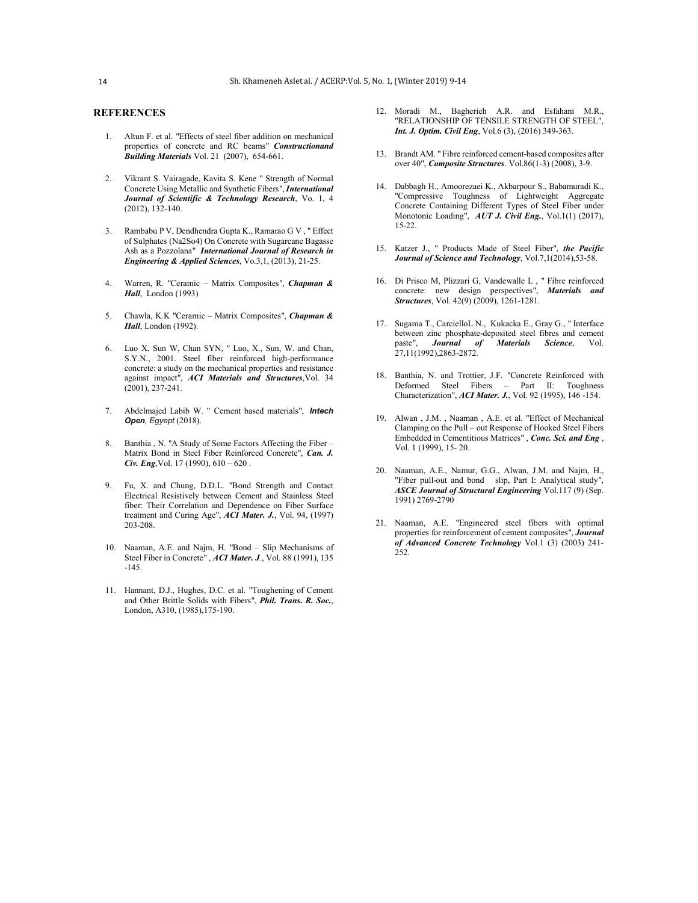## REFERENCES

1. Altun F. et al. "Effects of steel fiber addition on mechanical properties of concrete and RC beams" ***Constructionand Building Materials*** Vol. 21 (2007), 654-661.

2. Vikrant S. Vairagade, Kavita S. Kene " Strength of Normal Concrete Using Metallic and Synthetic Fibers", ***International Journal of Scientific & Technology Research***, Vo. 1, 4 (2012), 132-140.

3. Rambabu P V, Dendhendra Gupta K., Ramarao G V , " Effect of Sulphates (Na2So4) On Concrete with Sugarcane Bagasse Ash as a Pozzolana" ***International Journal of Research in Engineering & Applied Sciences***, Vo.3,1, (2013), 21-25.

4. Warren, R. "Ceramic – Matrix Composites", ***Chapman & Hall***, London (1993)

5. Chawla, K.K "Ceramic – Matrix Composites", ***Chapman & Hall***, London (1992).

6. Luo X, Sun W, Chan SYN, " Luo, X., Sun, W. and Chan, S.Y.N., 2001. Steel fiber reinforced high-performance concrete: a study on the mechanical properties and resistance against impact", ***ACI Materials and Structures***,Vol. 34 (2001), 237-241.

7. Abdelmajed Labib W. " Cement based materials", ***Intech Open***, *Egyept* (2018).

8. Banthia , N. "A Study of Some Factors Affecting the Fiber – Matrix Bond in Steel Fiber Reinforced Concrete", ***Can. J. Civ. Eng***,Vol. 17 (1990), 610 – 620 .

9. Fu, X. and Chung, D.D.L. "Bond Strength and Contact Electrical Resistively between Cement and Stainless Steel fiber: Their Correlation and Dependence on Fiber Surface treatment and Curing Age", ***ACI Mater. J.***, Vol. 94, (1997) 203-208.

10. Naaman, A.E. and Najm, H. "Bond – Slip Mechanisms of Steel Fiber in Concrete" , ***ACI Mater. J***., Vol. 88 (1991), 135 -145.

11. Hannant, D.J., Hughes, D.C. et al. "Toughening of Cement and Other Brittle Solids with Fibers", ***Phil. Trans. R. Soc.***, London, A310, (1985),175-190.

12. Moradi M., Bagherieh A.R. and Esfahani M.R., "RELATIONSHIP OF TENSILE STRENGTH OF STEEL", ***Int. J. Optim. Civil Eng***, Vol.6 (3), (2016) 349-363.

13. Brandt AM. " Fibre reinforced cement-based composites after over 40", ***Composite Structures***. Vol.86(1-3) (2008), 3-9.

14. Dabbagh H., Amoorezaei K., Akbarpour S., Babamuradi K., "Compressive Toughness of Lightweight Aggregate Concrete Containing Different Types of Steel Fiber under Monotonic Loading", ***AUT J. Civil Eng.***, Vol.1(1) (2017), 15-22.

15. Katzer J., " Products Made of Steel Fiber", ***the Pacific Journal of Science and Technology***, Vol.7,1(2014),53-58.

16. Di Prisco M, Plizzari G, Vandewalle L , " Fibre reinforced concrete: new design perspectives", ***Materials and Structures***, Vol. 42(9) (2009), 1261-1281.

17. Sugama T., CarcielloL N., Kukacka E., Gray G., " Interface between zinc phosphate-deposited steel fibres and cement paste", ***Journal of Materials Science***, Vol. 27,11(1992),2863-2872.

18. Banthia, N. and Trottier, J.F. "Concrete Reinforced with Deformed Steel Fibers – Part II: Toughness Characterization", ***ACI Mater. J.***, Vol. 92 (1995), 146 -154.

19. Alwan , J.M. , Naaman , A.E. et al. "Effect of Mechanical Clamping on the Pull – out Response of Hooked Steel Fibers Embedded in Cementitious Matrices" , ***Conc. Sci. and Eng*** , Vol. 1 (1999), 15- 20.

20. Naaman, A.E., Namur, G.G., Alwan, J.M. and Najm, H., "Fiber pull-out and bond slip, Part I: Analytical study", ***ASCE Journal of Structural Engineering*** Vol.117 (9) (Sep. 1991) 2769-2790

21. Naaman, A.E. "Engineered steel fibers with optimal properties for reinforcement of cement composites", ***Journal of Advanced Concrete Technology*** Vol.1 (3) (2003) 241-252.